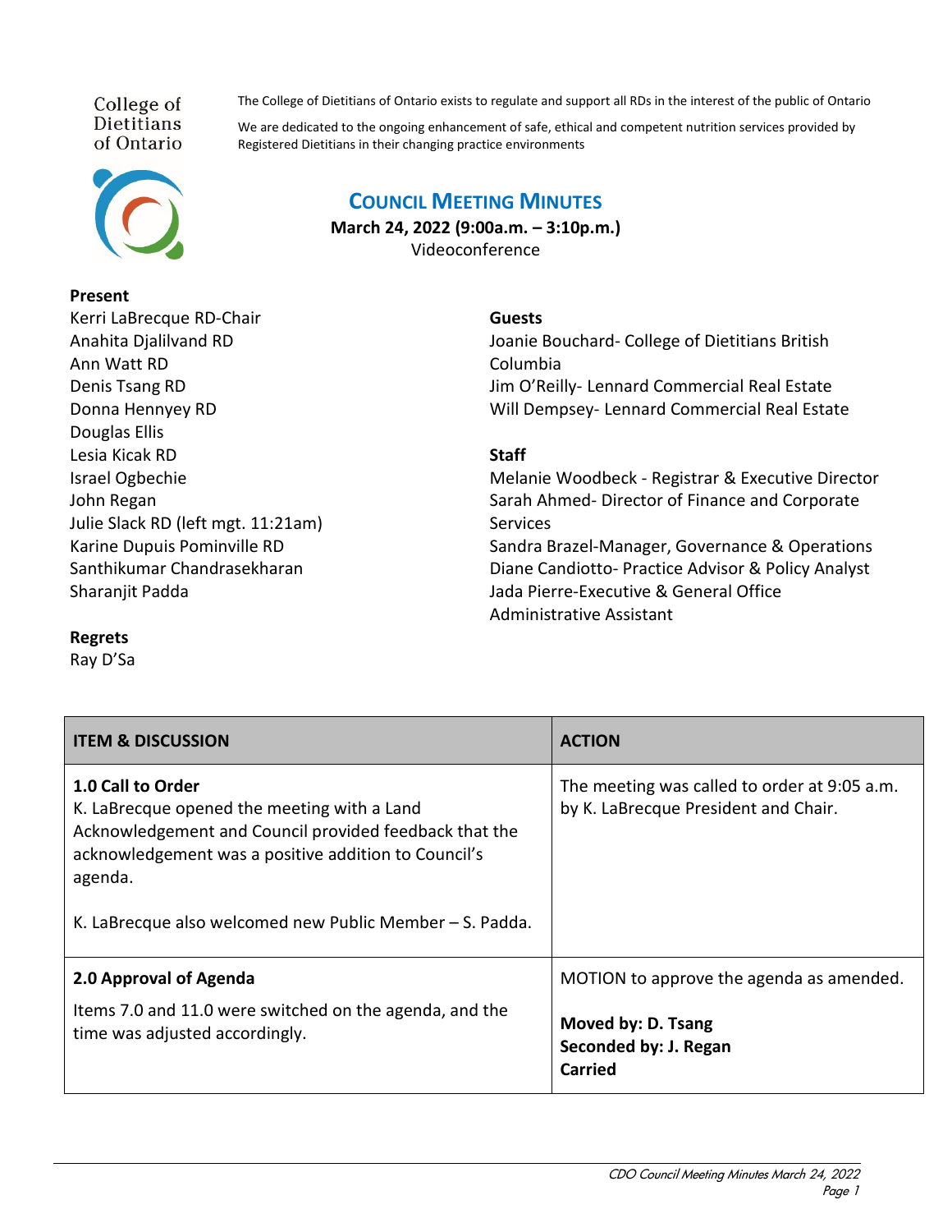College of Dietitians of Ontario

The College of Dietitians of Ontario exists to regulate and support all RDs in the interest of the public of Ontario

We are dedicated to the ongoing enhancement of safe, ethical and competent nutrition services provided by Registered Dietitians in their changing practice environments

# COUNCIL MEETING MINUTES

**March 24, 2022 (9:00a.m. – 3:10p.m.)**
Videoconference

**Present**
Kerri LaBrecque RD-Chair
Anahita Djalilvand RD
Ann Watt RD
Denis Tsang RD
Donna Hennyey RD
Douglas Ellis
Lesia Kicak RD
Israel Ogbechie
John Regan
Julie Slack RD (left mgt. 11:21am)
Karine Dupuis Pominville RD
Santhikumar Chandrasekharan
Sharanjit Padda

**Regrets**
Ray D'Sa

**Guests**
Joanie Bouchard- College of Dietitians British Columbia
Jim O'Reilly- Lennard Commercial Real Estate
Will Dempsey- Lennard Commercial Real Estate

**Staff**
Melanie Woodbeck - Registrar & Executive Director
Sarah Ahmed- Director of Finance and Corporate Services
Sandra Brazel-Manager, Governance & Operations
Diane Candiotto- Practice Advisor & Policy Analyst
Jada Pierre-Executive & General Office Administrative Assistant

| ITEM & DISCUSSION | ACTION |
|---|---|
| **1.0 Call to Order**<br>K. LaBrecque opened the meeting with a Land Acknowledgement and Council provided feedback that the acknowledgement was a positive addition to Council's agenda.<br><br>K. LaBrecque also welcomed new Public Member – S. Padda. | The meeting was called to order at 9:05 a.m. by K. LaBrecque President and Chair. |
| **2.0 Approval of Agenda**<br>Items 7.0 and 11.0 were switched on the agenda, and the time was adjusted accordingly. | MOTION to approve the agenda as amended.<br><br>**Moved by: D. Tsang**<br>**Seconded by: J. Regan**<br>**Carried** |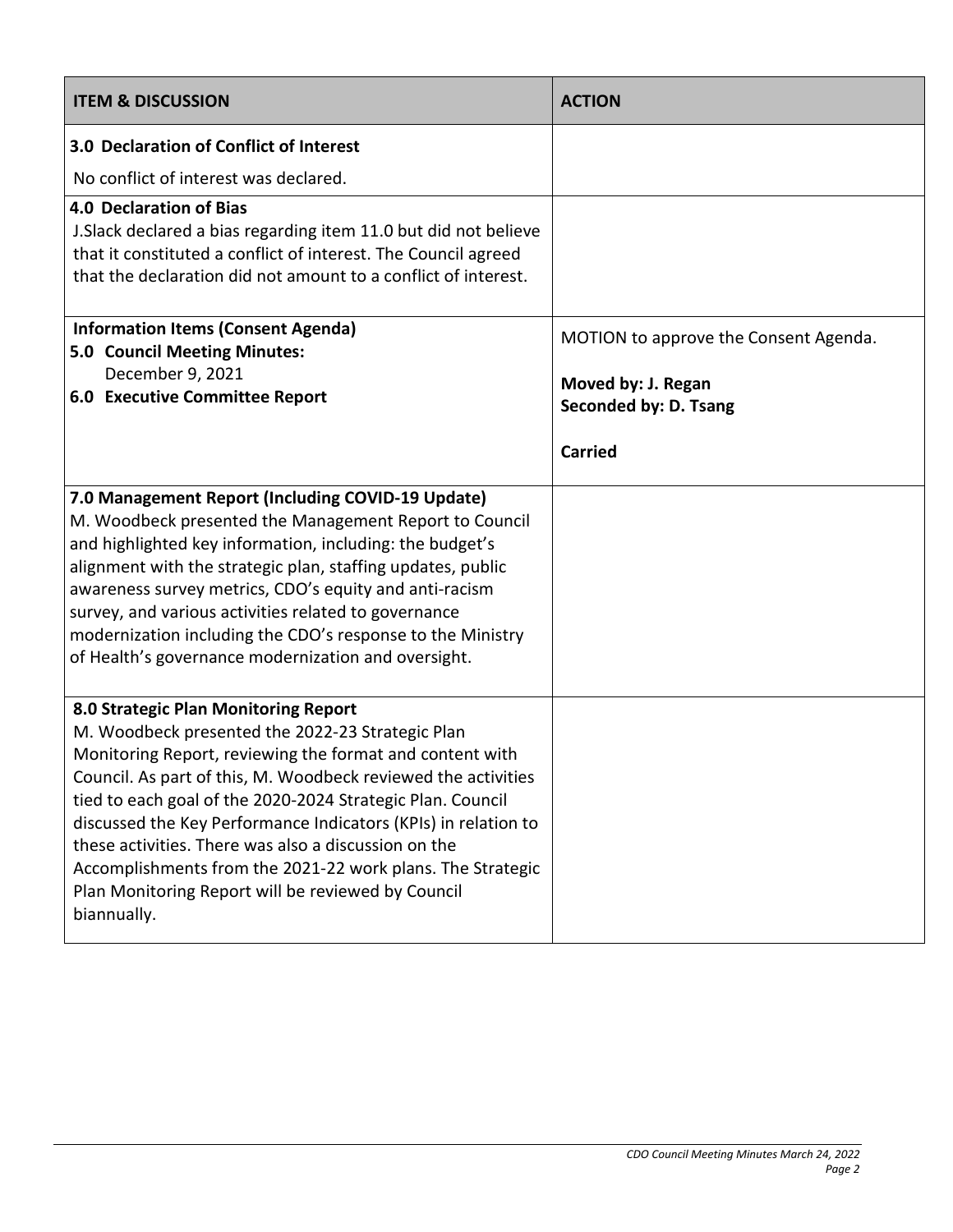| ITEM & DISCUSSION | ACTION |
|---|---|
| **3.0 Declaration of Conflict of Interest**<br>No conflict of interest was declared. | |
| **4.0 Declaration of Bias**<br>J.Slack declared a bias regarding item 11.0 but did not believe that it constituted a conflict of interest. The Council agreed that the declaration did not amount to a conflict of interest. | |
| **Information Items (Consent Agenda)**<br>**5.0 Council Meeting Minutes:**<br>December 9, 2021<br>**6.0 Executive Committee Report** | MOTION to approve the Consent Agenda.<br><br>**Moved by: J. Regan**<br>**Seconded by: D. Tsang**<br><br>**Carried** |
| **7.0 Management Report (Including COVID-19 Update)**<br>M. Woodbeck presented the Management Report to Council and highlighted key information, including: the budget's alignment with the strategic plan, staffing updates, public awareness survey metrics, CDO's equity and anti-racism survey, and various activities related to governance modernization including the CDO's response to the Ministry of Health's governance modernization and oversight. | |
| **8.0 Strategic Plan Monitoring Report**<br>M. Woodbeck presented the 2022-23 Strategic Plan Monitoring Report, reviewing the format and content with Council. As part of this, M. Woodbeck reviewed the activities tied to each goal of the 2020-2024 Strategic Plan. Council discussed the Key Performance Indicators (KPIs) in relation to these activities. There was also a discussion on the Accomplishments from the 2021-22 work plans. The Strategic Plan Monitoring Report will be reviewed by Council biannually. | |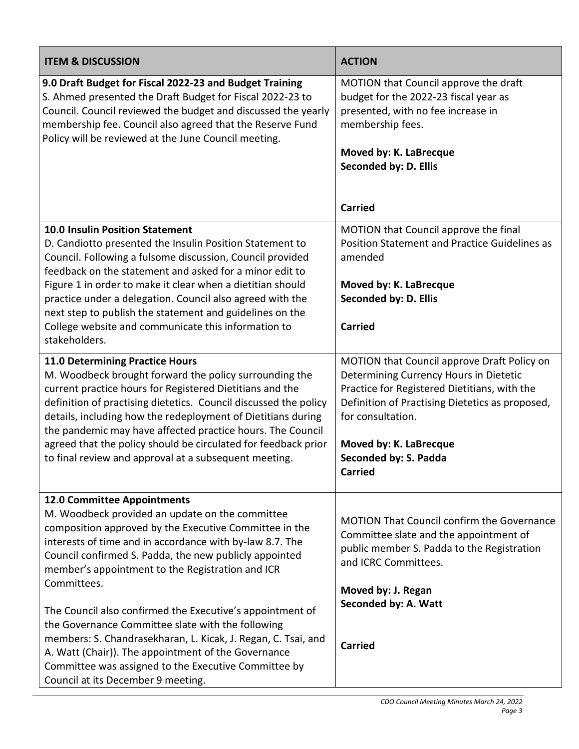| ITEM & DISCUSSION | ACTION |
|---|---|
| **9.0 Draft Budget for Fiscal 2022-23 and Budget Training**<br>S. Ahmed presented the Draft Budget for Fiscal 2022-23 to Council. Council reviewed the budget and discussed the yearly membership fee. Council also agreed that the Reserve Fund Policy will be reviewed at the June Council meeting. | MOTION that Council approve the draft budget for the 2022-23 fiscal year as presented, with no fee increase in membership fees.<br><br>**Moved by: K. LaBrecque**<br>**Seconded by: D. Ellis**<br><br>**Carried** |
| **10.0 Insulin Position Statement**<br>D. Candiotto presented the Insulin Position Statement to Council. Following a fulsome discussion, Council provided feedback on the statement and asked for a minor edit to Figure 1 in order to make it clear when a dietitian should practice under a delegation. Council also agreed with the next step to publish the statement and guidelines on the College website and communicate this information to stakeholders. | MOTION that Council approve the final Position Statement and Practice Guidelines as amended<br><br>**Moved by: K. LaBrecque**<br>**Seconded by: D. Ellis**<br><br>**Carried** |
| **11.0 Determining Practice Hours**<br>M. Woodbeck brought forward the policy surrounding the current practice hours for Registered Dietitians and the definition of practising dietetics. Council discussed the policy details, including how the redeployment of Dietitians during the pandemic may have affected practice hours. The Council agreed that the policy should be circulated for feedback prior to final review and approval at a subsequent meeting. | MOTION that Council approve Draft Policy on Determining Currency Hours in Dietetic Practice for Registered Dietitians, with the Definition of Practising Dietetics as proposed, for consultation.<br><br>**Moved by: K. LaBrecque**<br>**Seconded by: S. Padda**<br>**Carried** |
| **12.0 Committee Appointments**<br>M. Woodbeck provided an update on the committee composition approved by the Executive Committee in the interests of time and in accordance with by-law 8.7. The Council confirmed S. Padda, the new publicly appointed member's appointment to the Registration and ICR Committees.<br><br>The Council also confirmed the Executive's appointment of the Governance Committee slate with the following members: S. Chandrasekharan, L. Kicak, J. Regan, C. Tsai, and A. Watt (Chair)). The appointment of the Governance Committee was assigned to the Executive Committee by Council at its December 9 meeting. | MOTION That Council confirm the Governance Committee slate and the appointment of public member S. Padda to the Registration and ICRC Committees.<br><br>**Moved by: J. Regan**<br>**Seconded by: A. Watt**<br><br>**Carried** |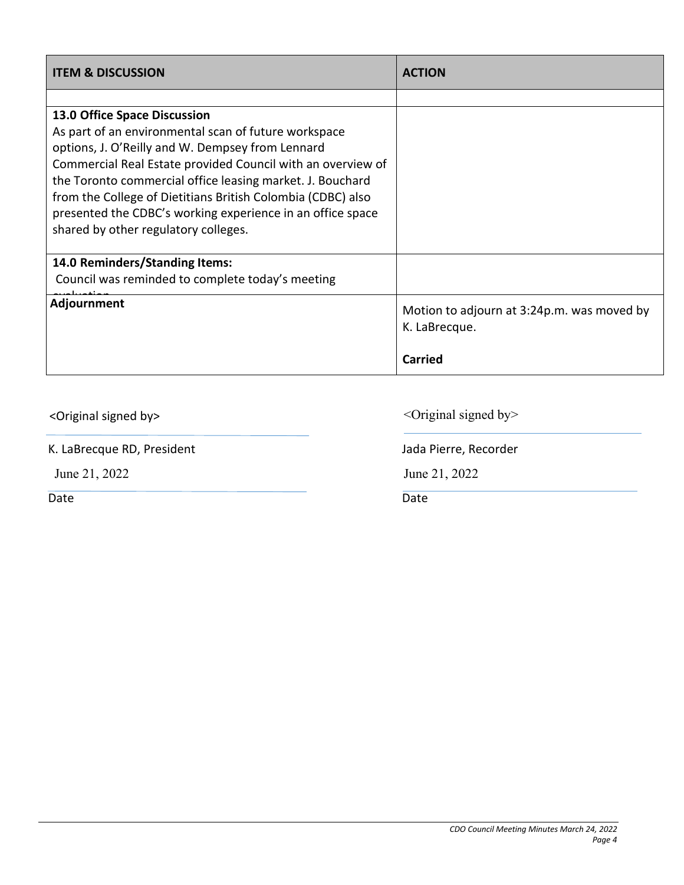| ITEM & DISCUSSION | ACTION |
|---|---|
| | |
| **13.0 Office Space Discussion**<br>As part of an environmental scan of future workspace options, J. O'Reilly and W. Dempsey from Lennard Commercial Real Estate provided Council with an overview of the Toronto commercial office leasing market. J. Bouchard from the College of Dietitians British Colombia (CDBC) also presented the CDBC's working experience in an office space shared by other regulatory colleges. | |
| **14.0 Reminders/Standing Items:**<br>Council was reminded to complete today's meeting evaluation | |
| **Adjournment** | Motion to adjourn at 3:24p.m. was moved by K. LaBrecque.<br><br>**Carried** |

<Original signed by>

K. LaBrecque RD, President

June 21, 2022

Date

<Original signed by>

Jada Pierre, Recorder

June 21, 2022

Date